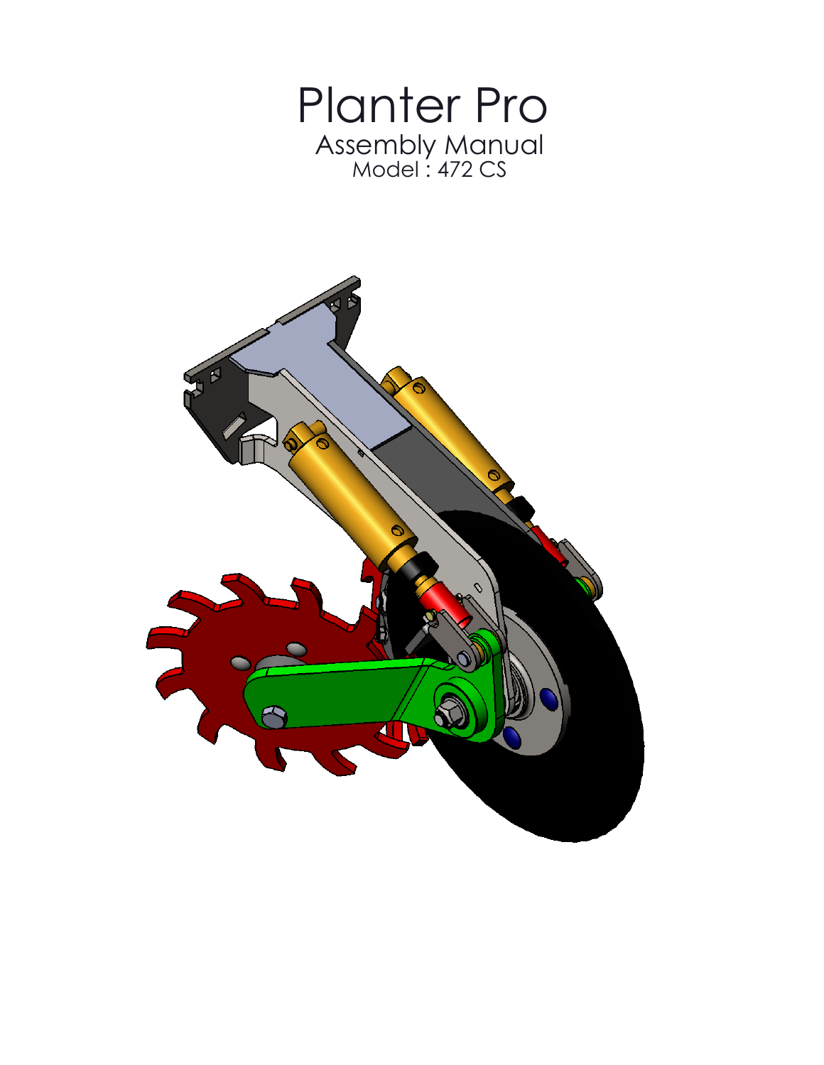# Planter Pro

## Assembly Manual

### Model : 472 CS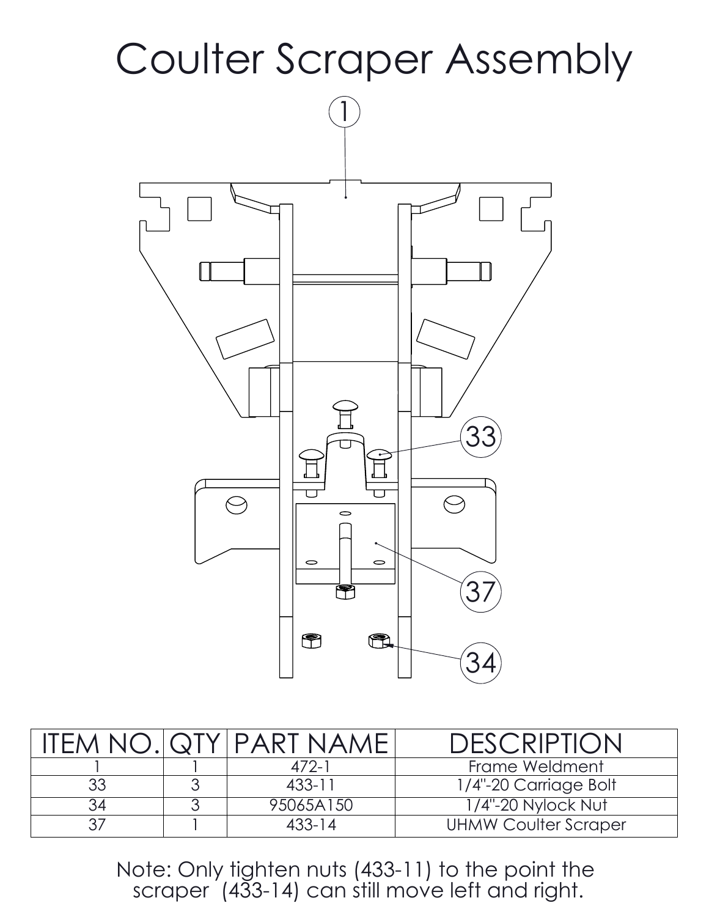# Coulter Scraper Assembly

| ITEM NO. | QTY | PART NAME | DESCRIPTION |
|---|---|---|---|
| 1 | 1 | 472-1 | Frame Weldment |
| 33 | 3 | 433-11 | 1/4"-20 Carriage Bolt |
| 34 | 3 | 95065A150 | 1/4"-20 Nylock Nut |
| 37 | 1 | 433-14 | UHMW Coulter Scraper |

Note: Only tighten nuts (433-11) to the point the scraper (433-14) can still move left and right.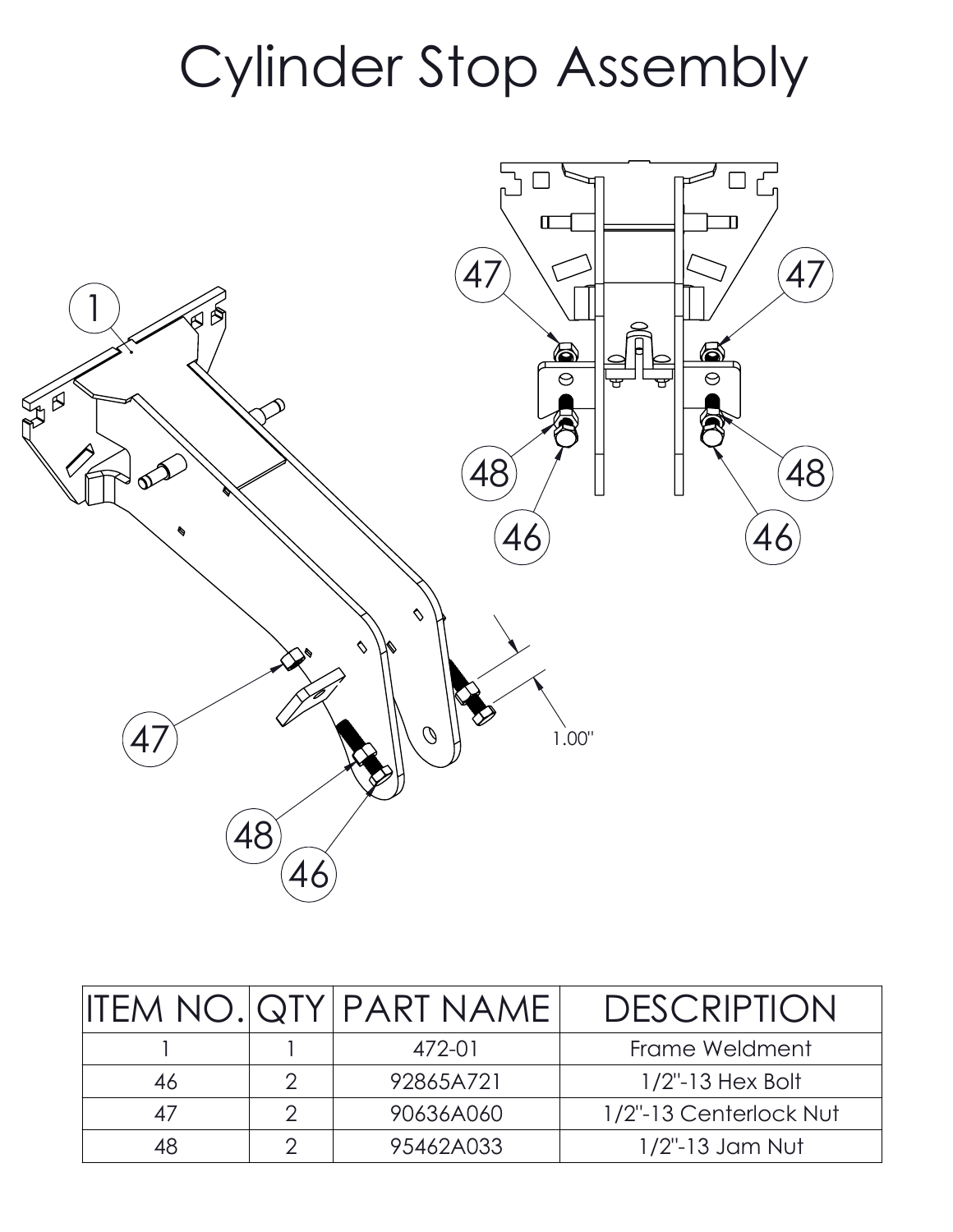# Cylinder Stop Assembly

| ITEM NO. | QTY | PART NAME | DESCRIPTION |
|---|---|---|---|
| 1 | 1 | 472-01 | Frame Weldment |
| 46 | 2 | 92865A721 | 1/2"-13 Hex Bolt |
| 47 | 2 | 90636A060 | 1/2"-13 Centerlock Nut |
| 48 | 2 | 95462A033 | 1/2"-13 Jam Nut |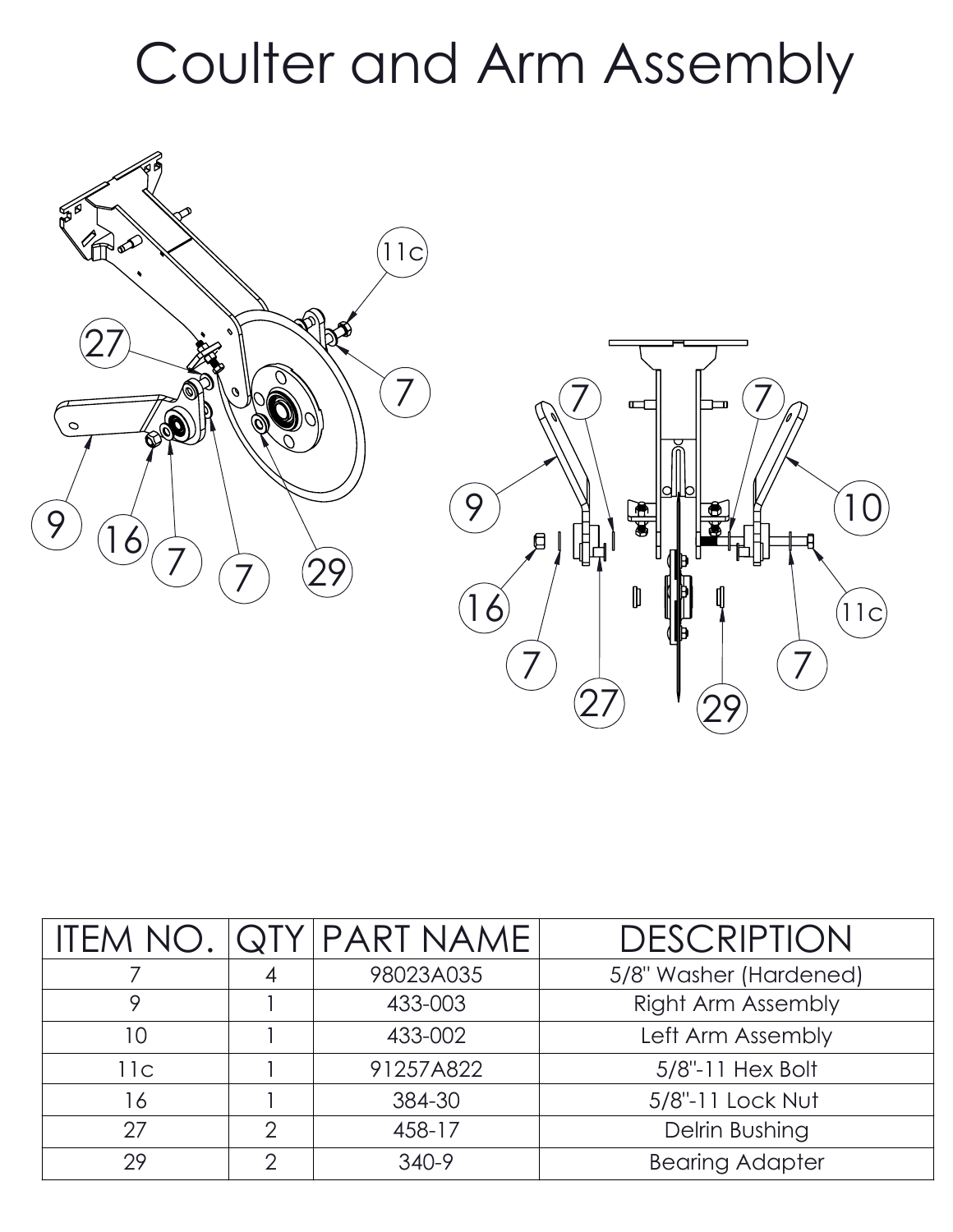# Coulter and Arm Assembly

| ITEM NO. | QTY | PART NAME | DESCRIPTION |
| --- | --- | --- | --- |
| 7 | 4 | 98023A035 | 5/8" Washer (Hardened) |
| 9 | 1 | 433-003 | Right Arm Assembly |
| 10 | 1 | 433-002 | Left Arm Assembly |
| 11c | 1 | 91257A822 | 5/8"-11 Hex Bolt |
| 16 | 1 | 384-30 | 5/8"-11 Lock Nut |
| 27 | 2 | 458-17 | Delrin Bushing |
| 29 | 2 | 340-9 | Bearing Adapter |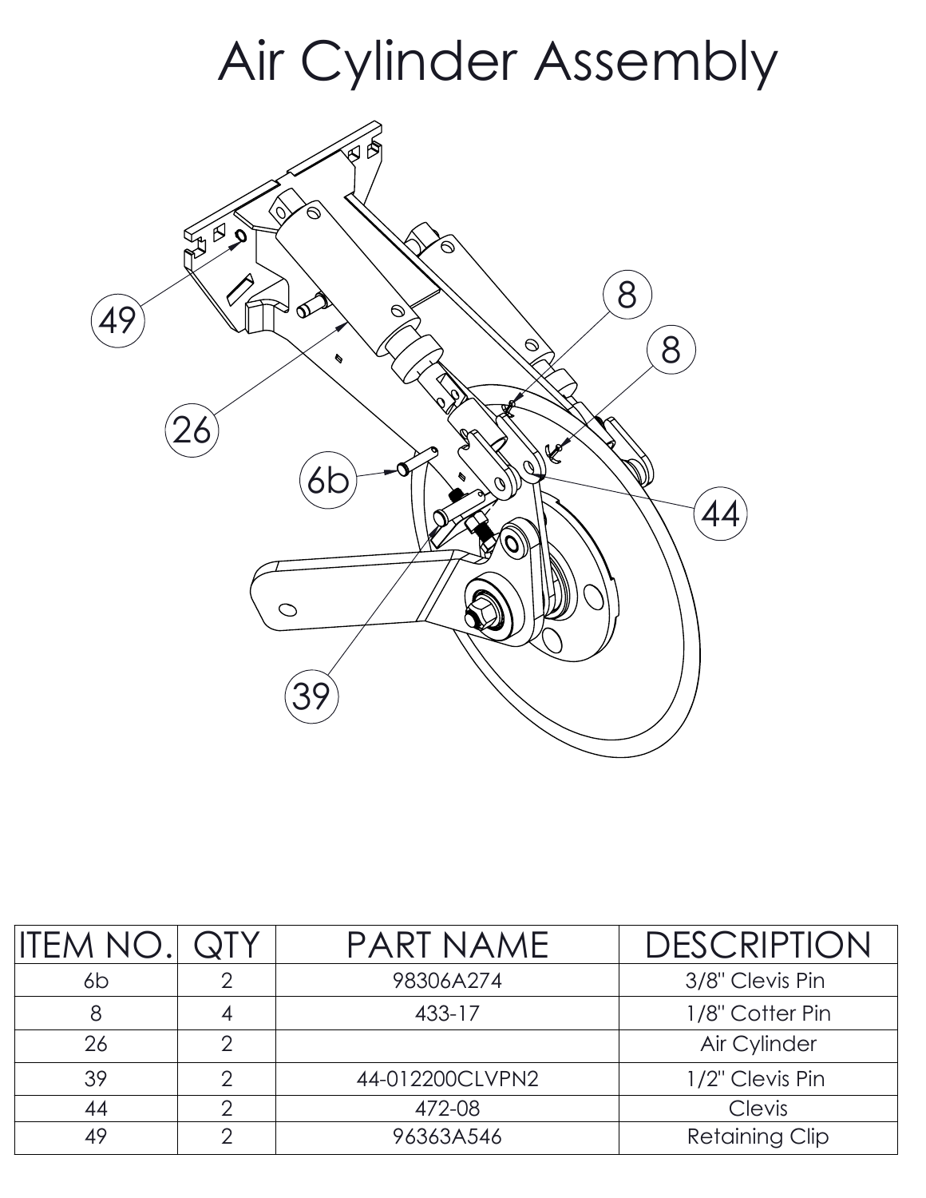# Air Cylinder Assembly

| ITEM NO. | QTY | PART NAME | DESCRIPTION |
|---|---|---|---|
| 6b | 2 | 98306A274 | 3/8" Clevis Pin |
| 8 | 4 | 433-17 | 1/8" Cotter Pin |
| 26 | 2 | | Air Cylinder |
| 39 | 2 | 44-012200CLVPN2 | 1/2" Clevis Pin |
| 44 | 2 | 472-08 | Clevis |
| 49 | 2 | 96363A546 | Retaining Clip |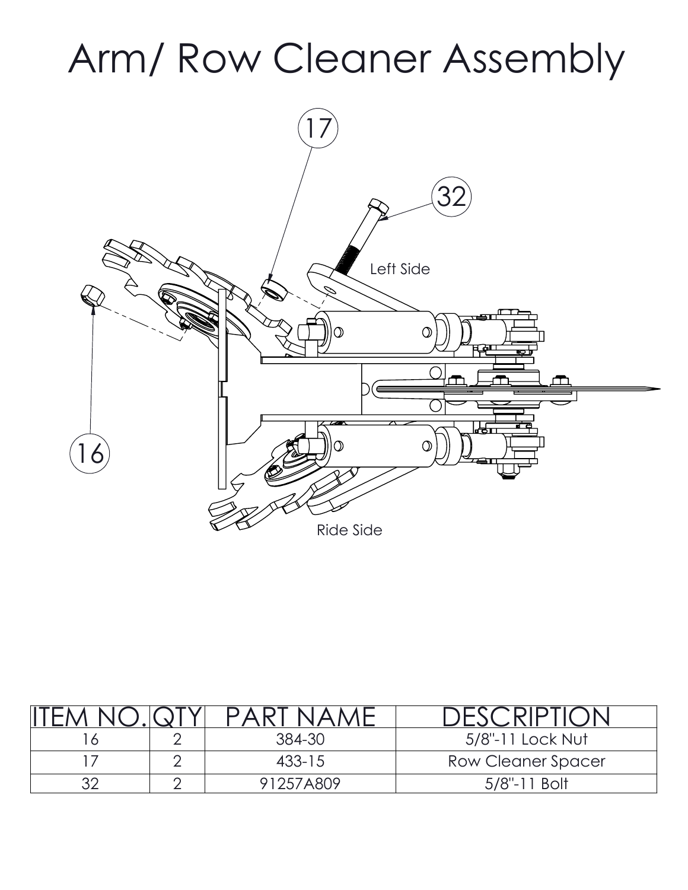# Arm/ Row Cleaner Assembly

17

32

Left Side

16

Ride Side

| ITEM NO. | QTY | PART NAME | DESCRIPTION |
|---|---|---|---|
| 16 | 2 | 384-30 | 5/8"-11 Lock Nut |
| 17 | 2 | 433-15 | Row Cleaner Spacer |
| 32 | 2 | 91257A809 | 5/8"-11 Bolt |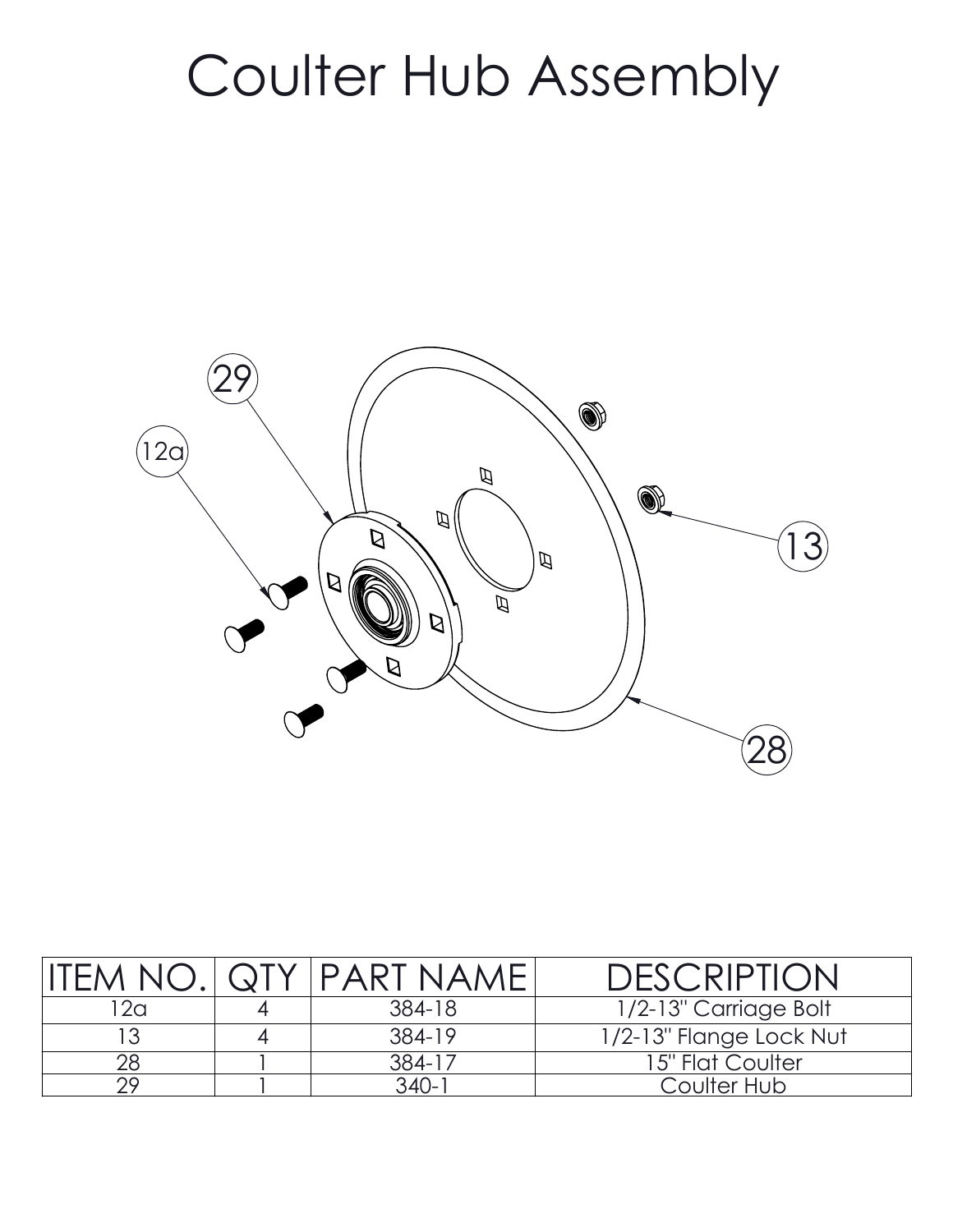# Coulter Hub Assembly

| ITEM NO. | QTY | PART NAME | DESCRIPTION |
|---|---|---|---|
| 12a | 4 | 384-18 | 1/2-13" Carriage Bolt |
| 13 | 4 | 384-19 | 1/2-13" Flange Lock Nut |
| 28 | 1 | 384-17 | 15" Flat Coulter |
| 29 | 1 | 340-1 | Coulter Hub |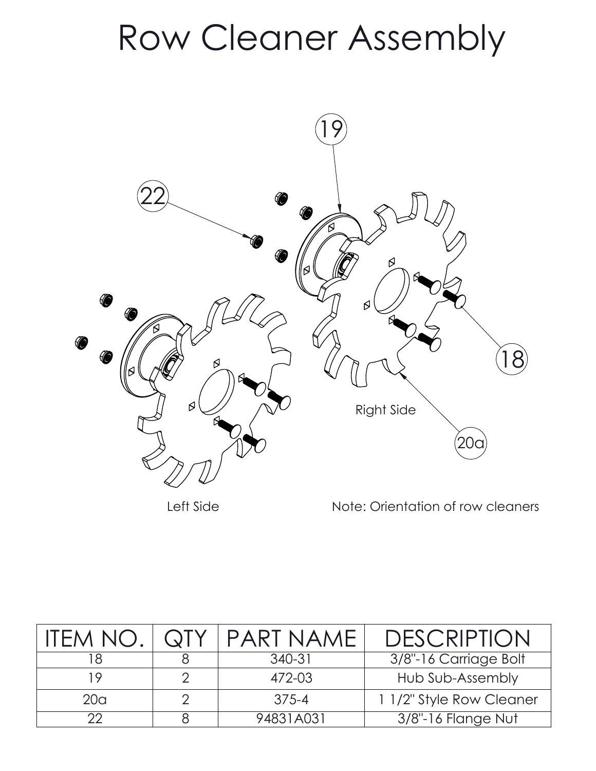# Row Cleaner Assembly

19

22

18

Right Side

20a

Left Side

Note: Orientation of row cleaners

| ITEM NO. | QTY | PART NAME | DESCRIPTION |
|---|---|---|---|
| 18 | 8 | 340-31 | 3/8"-16 Carriage Bolt |
| 19 | 2 | 472-03 | Hub Sub-Assembly |
| 20a | 2 | 375-4 | 1 1/2" Style Row Cleaner |
| 22 | 8 | 94831A031 | 3/8"-16 Flange Nut |